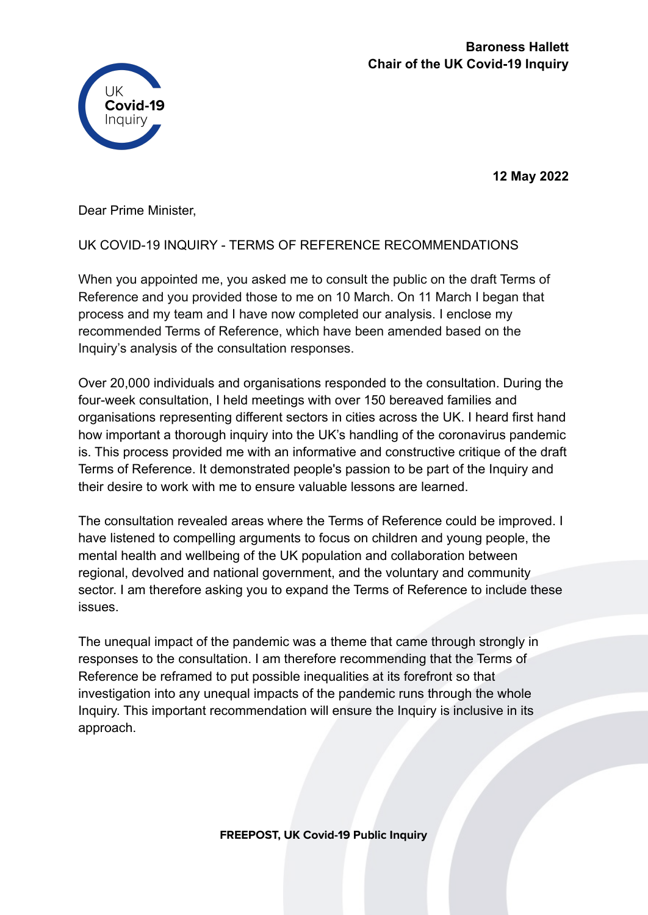**Baroness Hallett**
**Chair of the UK Covid-19 Inquiry**

**12 May 2022**

Dear Prime Minister,

UK COVID-19 INQUIRY - TERMS OF REFERENCE RECOMMENDATIONS

When you appointed me, you asked me to consult the public on the draft Terms of Reference and you provided those to me on 10 March. On 11 March I began that process and my team and I have now completed our analysis. I enclose my recommended Terms of Reference, which have been amended based on the Inquiry's analysis of the consultation responses.

Over 20,000 individuals and organisations responded to the consultation. During the four-week consultation, I held meetings with over 150 bereaved families and organisations representing different sectors in cities across the UK. I heard first hand how important a thorough inquiry into the UK's handling of the coronavirus pandemic is. This process provided me with an informative and constructive critique of the draft Terms of Reference. It demonstrated people's passion to be part of the Inquiry and their desire to work with me to ensure valuable lessons are learned.

The consultation revealed areas where the Terms of Reference could be improved. I have listened to compelling arguments to focus on children and young people, the mental health and wellbeing of the UK population and collaboration between regional, devolved and national government, and the voluntary and community sector. I am therefore asking you to expand the Terms of Reference to include these issues.

The unequal impact of the pandemic was a theme that came through strongly in responses to the consultation. I am therefore recommending that the Terms of Reference be reframed to put possible inequalities at its forefront so that investigation into any unequal impacts of the pandemic runs through the whole Inquiry. This important recommendation will ensure the Inquiry is inclusive in its approach.

**FREEPOST, UK Covid-19 Public Inquiry**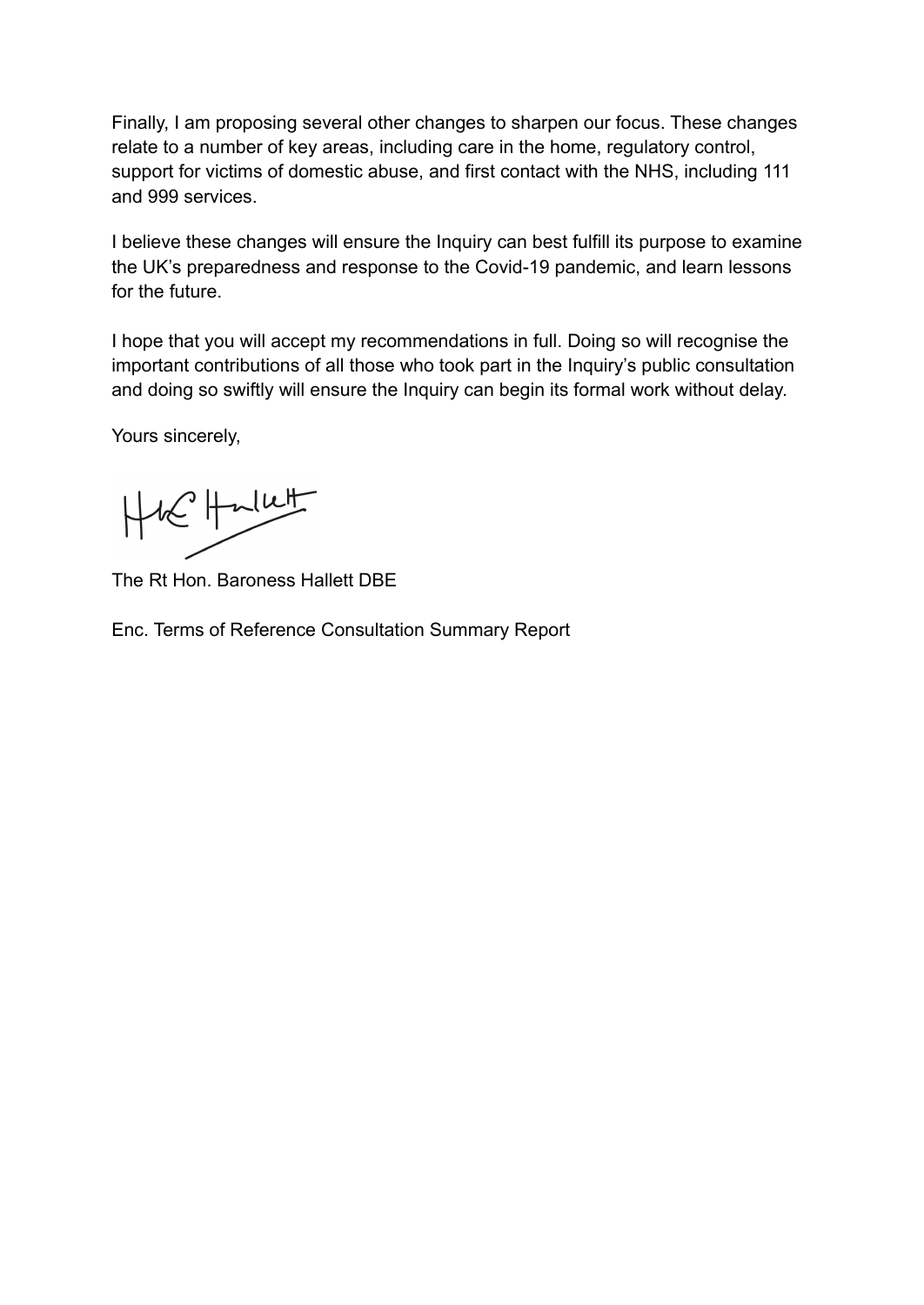Finally, I am proposing several other changes to sharpen our focus. These changes relate to a number of key areas, including care in the home, regulatory control, support for victims of domestic abuse, and first contact with the NHS, including 111 and 999 services.

I believe these changes will ensure the Inquiry can best fulfill its purpose to examine the UK's preparedness and response to the Covid-19 pandemic, and learn lessons for the future.

I hope that you will accept my recommendations in full. Doing so will recognise the important contributions of all those who took part in the Inquiry's public consultation and doing so swiftly will ensure the Inquiry can begin its formal work without delay.

Yours sincerely,

The Rt Hon. Baroness Hallett DBE

Enc. Terms of Reference Consultation Summary Report